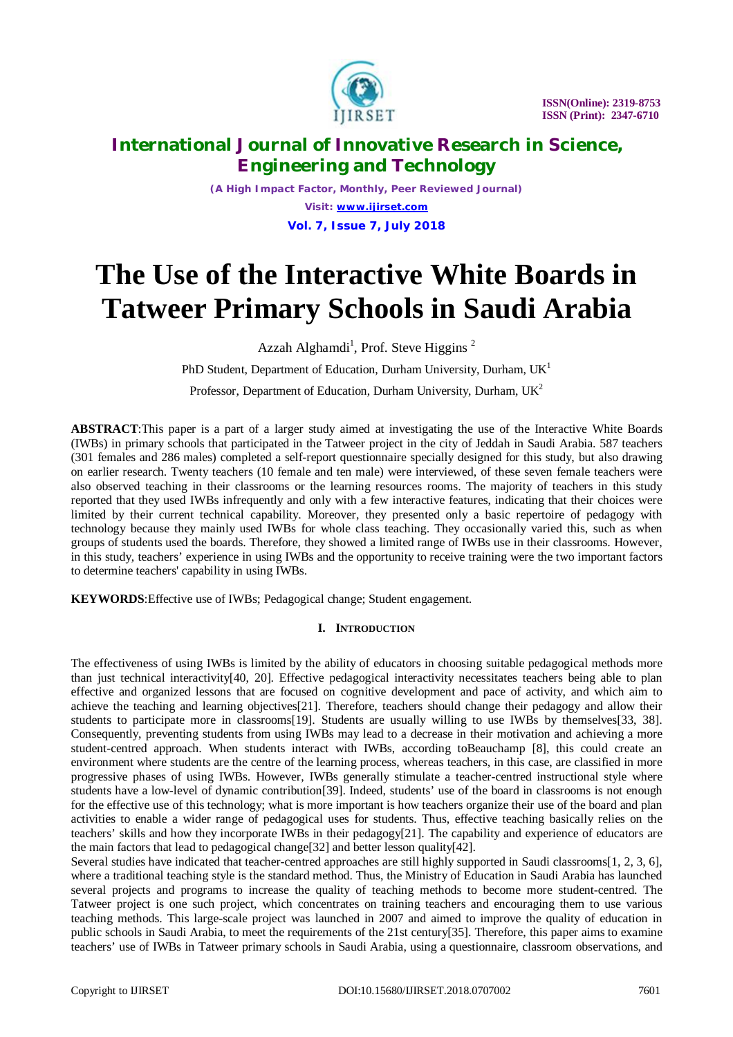# The Use of the Interactive White Boards in Tatweer Primary Schools in Saudi Arabia

Azzah Alghamdi[1], Prof. Steve Higgins [2]

PhD Student, Department of Education, Durham University, Durham, UK[1]

Professor, Department of Education, Durham University, Durham, UK[2]

**ABSTRACT**:This paper is a part of a larger study aimed at investigating the use of the Interactive White Boards (IWBs) in primary schools that participated in the Tatweer project in the city of Jeddah in Saudi Arabia. 587 teachers (301 females and 286 males) completed a self-report questionnaire specially designed for this study, but also drawing on earlier research. Twenty teachers (10 female and ten male) were interviewed, of these seven female teachers were also observed teaching in their classrooms or the learning resources rooms. The majority of teachers in this study reported that they used IWBs infrequently and only with a few interactive features, indicating that their choices were limited by their current technical capability. Moreover, they presented only a basic repertoire of pedagogy with technology because they mainly used IWBs for whole class teaching. They occasionally varied this, such as when groups of students used the boards. Therefore, they showed a limited range of IWBs use in their classrooms. However, in this study, teachers' experience in using IWBs and the opportunity to receive training were the two important factors to determine teachers' capability in using IWBs.

**KEYWORDS**:Effective use of IWBs; Pedagogical change; Student engagement.

## I. Introduction

The effectiveness of using IWBs is limited by the ability of educators in choosing suitable pedagogical methods more than just technical interactivity[40, 20]. Effective pedagogical interactivity necessitates teachers being able to plan effective and organized lessons that are focused on cognitive development and pace of activity, and which aim to achieve the teaching and learning objectives[21]. Therefore, teachers should change their pedagogy and allow their students to participate more in classrooms[19]. Students are usually willing to use IWBs by themselves[33, 38]. Consequently, preventing students from using IWBs may lead to a decrease in their motivation and achieving a more student-centred approach. When students interact with IWBs, according toBeauchamp [8], this could create an environment where students are the centre of the learning process, whereas teachers, in this case, are classified in more progressive phases of using IWBs. However, IWBs generally stimulate a teacher-centred instructional style where students have a low-level of dynamic contribution[39]. Indeed, students' use of the board in classrooms is not enough for the effective use of this technology; what is more important is how teachers organize their use of the board and plan activities to enable a wider range of pedagogical uses for students. Thus, effective teaching basically relies on the teachers' skills and how they incorporate IWBs in their pedagogy[21]. The capability and experience of educators are the main factors that lead to pedagogical change[32] and better lesson quality[42].

Several studies have indicated that teacher-centred approaches are still highly supported in Saudi classrooms[1, 2, 3, 6], where a traditional teaching style is the standard method. Thus, the Ministry of Education in Saudi Arabia has launched several projects and programs to increase the quality of teaching methods to become more student-centred. The Tatweer project is one such project, which concentrates on training teachers and encouraging them to use various teaching methods. This large-scale project was launched in 2007 and aimed to improve the quality of education in public schools in Saudi Arabia, to meet the requirements of the 21st century[35]. Therefore, this paper aims to examine teachers' use of IWBs in Tatweer primary schools in Saudi Arabia, using a questionnaire, classroom observations, and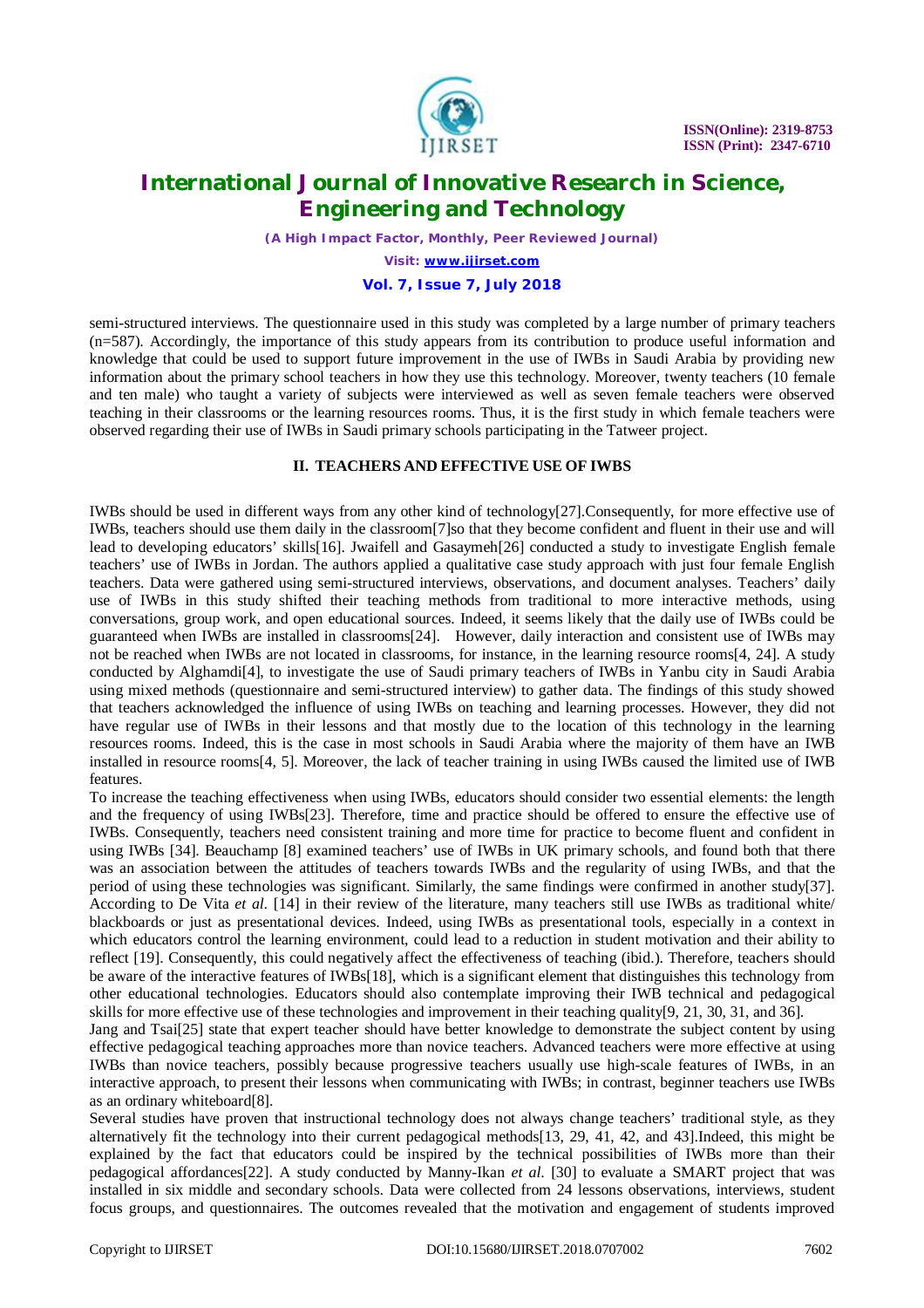semi-structured interviews. The questionnaire used in this study was completed by a large number of primary teachers (n=587). Accordingly, the importance of this study appears from its contribution to produce useful information and knowledge that could be used to support future improvement in the use of IWBs in Saudi Arabia by providing new information about the primary school teachers in how they use this technology. Moreover, twenty teachers (10 female and ten male) who taught a variety of subjects were interviewed as well as seven female teachers were observed teaching in their classrooms or the learning resources rooms. Thus, it is the first study in which female teachers were observed regarding their use of IWBs in Saudi primary schools participating in the Tatweer project.

## II. TEACHERS AND EFFECTIVE USE OF IWBS

IWBs should be used in different ways from any other kind of technology[27].Consequently, for more effective use of IWBs, teachers should use them daily in the classroom[7]so that they become confident and fluent in their use and will lead to developing educators' skills[16]. Jwaifell and Gasaymeh[26] conducted a study to investigate English female teachers' use of IWBs in Jordan. The authors applied a qualitative case study approach with just four female English teachers. Data were gathered using semi-structured interviews, observations, and document analyses. Teachers' daily use of IWBs in this study shifted their teaching methods from traditional to more interactive methods, using conversations, group work, and open educational sources. Indeed, it seems likely that the daily use of IWBs could be guaranteed when IWBs are installed in classrooms[24]. However, daily interaction and consistent use of IWBs may not be reached when IWBs are not located in classrooms, for instance, in the learning resource rooms[4, 24]. A study conducted by Alghamdi[4], to investigate the use of Saudi primary teachers of IWBs in Yanbu city in Saudi Arabia using mixed methods (questionnaire and semi-structured interview) to gather data. The findings of this study showed that teachers acknowledged the influence of using IWBs on teaching and learning processes. However, they did not have regular use of IWBs in their lessons and that mostly due to the location of this technology in the learning resources rooms. Indeed, this is the case in most schools in Saudi Arabia where the majority of them have an IWB installed in resource rooms[4, 5]. Moreover, the lack of teacher training in using IWBs caused the limited use of IWB features.

To increase the teaching effectiveness when using IWBs, educators should consider two essential elements: the length and the frequency of using IWBs[23]. Therefore, time and practice should be offered to ensure the effective use of IWBs. Consequently, teachers need consistent training and more time for practice to become fluent and confident in using IWBs [34]. Beauchamp [8] examined teachers' use of IWBs in UK primary schools, and found both that there was an association between the attitudes of teachers towards IWBs and the regularity of using IWBs, and that the period of using these technologies was significant. Similarly, the same findings were confirmed in another study[37]. According to De Vita *et al.* [14] in their review of the literature, many teachers still use IWBs as traditional white/ blackboards or just as presentational devices. Indeed, using IWBs as presentational tools, especially in a context in which educators control the learning environment, could lead to a reduction in student motivation and their ability to reflect [19]. Consequently, this could negatively affect the effectiveness of teaching (ibid.). Therefore, teachers should be aware of the interactive features of IWBs[18], which is a significant element that distinguishes this technology from other educational technologies. Educators should also contemplate improving their IWB technical and pedagogical skills for more effective use of these technologies and improvement in their teaching quality[9, 21, 30, 31, and 36].

Jang and Tsai[25] state that expert teacher should have better knowledge to demonstrate the subject content by using effective pedagogical teaching approaches more than novice teachers. Advanced teachers were more effective at using IWBs than novice teachers, possibly because progressive teachers usually use high-scale features of IWBs, in an interactive approach, to present their lessons when communicating with IWBs; in contrast, beginner teachers use IWBs as an ordinary whiteboard[8].

Several studies have proven that instructional technology does not always change teachers' traditional style, as they alternatively fit the technology into their current pedagogical methods[13, 29, 41, 42, and 43].Indeed, this might be explained by the fact that educators could be inspired by the technical possibilities of IWBs more than their pedagogical affordances[22]. A study conducted by Manny-Ikan *et al.* [30] to evaluate a SMART project that was installed in six middle and secondary schools. Data were collected from 24 lessons observations, interviews, student focus groups, and questionnaires. The outcomes revealed that the motivation and engagement of students improved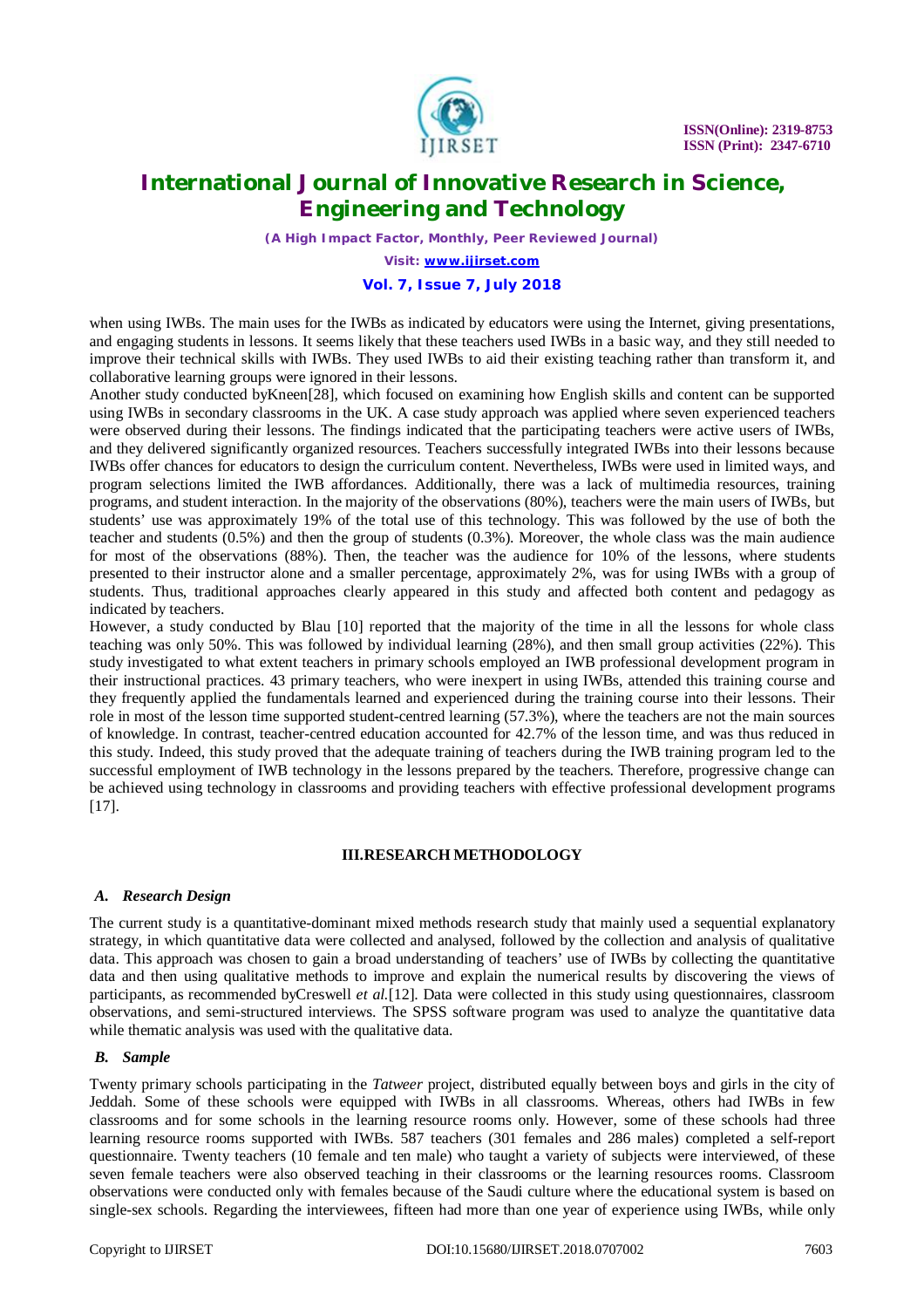when using IWBs. The main uses for the IWBs as indicated by educators were using the Internet, giving presentations, and engaging students in lessons. It seems likely that these teachers used IWBs in a basic way, and they still needed to improve their technical skills with IWBs. They used IWBs to aid their existing teaching rather than transform it, and collaborative learning groups were ignored in their lessons.

Another study conducted byKneen[28], which focused on examining how English skills and content can be supported using IWBs in secondary classrooms in the UK. A case study approach was applied where seven experienced teachers were observed during their lessons. The findings indicated that the participating teachers were active users of IWBs, and they delivered significantly organized resources. Teachers successfully integrated IWBs into their lessons because IWBs offer chances for educators to design the curriculum content. Nevertheless, IWBs were used in limited ways, and program selections limited the IWB affordances. Additionally, there was a lack of multimedia resources, training programs, and student interaction. In the majority of the observations (80%), teachers were the main users of IWBs, but students' use was approximately 19% of the total use of this technology. This was followed by the use of both the teacher and students (0.5%) and then the group of students (0.3%). Moreover, the whole class was the main audience for most of the observations (88%). Then, the teacher was the audience for 10% of the lessons, where students presented to their instructor alone and a smaller percentage, approximately 2%, was for using IWBs with a group of students. Thus, traditional approaches clearly appeared in this study and affected both content and pedagogy as indicated by teachers.

However, a study conducted by Blau [10] reported that the majority of the time in all the lessons for whole class teaching was only 50%. This was followed by individual learning (28%), and then small group activities (22%). This study investigated to what extent teachers in primary schools employed an IWB professional development program in their instructional practices. 43 primary teachers, who were inexpert in using IWBs, attended this training course and they frequently applied the fundamentals learned and experienced during the training course into their lessons. Their role in most of the lesson time supported student-centred learning (57.3%), where the teachers are not the main sources of knowledge. In contrast, teacher-centred education accounted for 42.7% of the lesson time, and was thus reduced in this study. Indeed, this study proved that the adequate training of teachers during the IWB training program led to the successful employment of IWB technology in the lessons prepared by the teachers. Therefore, progressive change can be achieved using technology in classrooms and providing teachers with effective professional development programs [17].

## III.RESEARCH METHODOLOGY

### *A. Research Design*

The current study is a quantitative-dominant mixed methods research study that mainly used a sequential explanatory strategy, in which quantitative data were collected and analysed, followed by the collection and analysis of qualitative data. This approach was chosen to gain a broad understanding of teachers' use of IWBs by collecting the quantitative data and then using qualitative methods to improve and explain the numerical results by discovering the views of participants, as recommended byCreswell *et al.*[12]. Data were collected in this study using questionnaires, classroom observations, and semi-structured interviews. The SPSS software program was used to analyze the quantitative data while thematic analysis was used with the qualitative data.

### *B. Sample*

Twenty primary schools participating in the *Tatweer* project, distributed equally between boys and girls in the city of Jeddah. Some of these schools were equipped with IWBs in all classrooms. Whereas, others had IWBs in few classrooms and for some schools in the learning resource rooms only. However, some of these schools had three learning resource rooms supported with IWBs. 587 teachers (301 females and 286 males) completed a self-report questionnaire. Twenty teachers (10 female and ten male) who taught a variety of subjects were interviewed, of these seven female teachers were also observed teaching in their classrooms or the learning resources rooms. Classroom observations were conducted only with females because of the Saudi culture where the educational system is based on single-sex schools. Regarding the interviewees, fifteen had more than one year of experience using IWBs, while only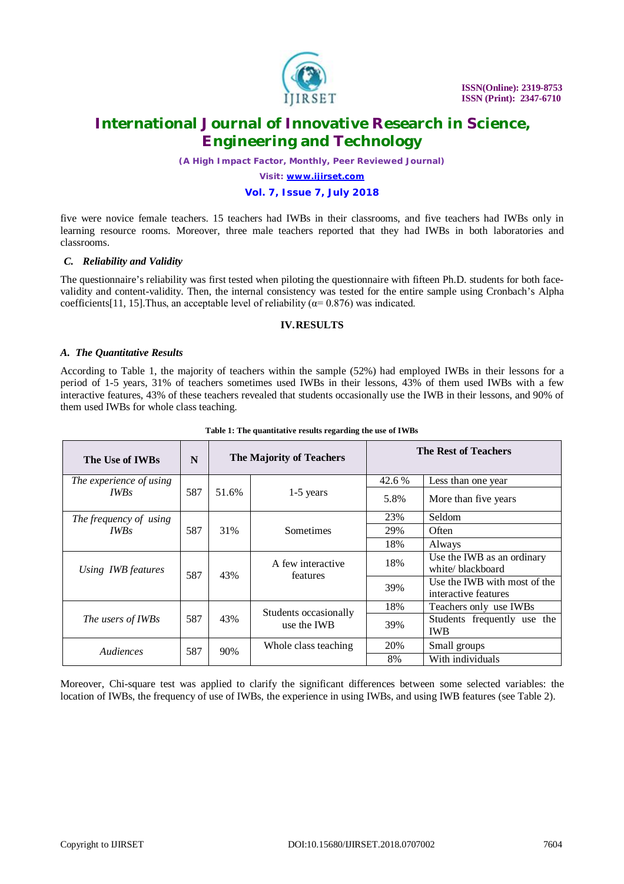five were novice female teachers. 15 teachers had IWBs in their classrooms, and five teachers had IWBs only in learning resource rooms. Moreover, three male teachers reported that they had IWBs in both laboratories and classrooms.

### *C. Reliability and Validity*

The questionnaire's reliability was first tested when piloting the questionnaire with fifteen Ph.D. students for both face-validity and content-validity. Then, the internal consistency was tested for the entire sample using Cronbach's Alpha coefficients[11, 15].Thus, an acceptable level of reliability ($\alpha$= 0.876) was indicated.

## IV.RESULTS

### *A. The Quantitative Results*

According to Table 1, the majority of teachers within the sample (52%) had employed IWBs in their lessons for a period of 1-5 years, 31% of teachers sometimes used IWBs in their lessons, 43% of them used IWBs with a few interactive features, 43% of these teachers revealed that students occasionally use the IWB in their lessons, and 90% of them used IWBs for whole class teaching.

**Table 1: The quantitative results regarding the use of IWBs**

| The Use of IWBs | N | The Majority of Teachers | | The Rest of Teachers | |
|---|---|---|---|---|---|
| *The experience of using IWBs* | 587 | 51.6% | 1-5 years | 42.6 % | Less than one year |
| | | | | 5.8% | More than five years |
| *The frequency of using IWBs* | 587 | 31% | Sometimes | 23% | Seldom |
| | | | | 29% | Often |
| | | | | 18% | Always |
| *Using IWB features* | 587 | 43% | A few interactive features | 18% | Use the IWB as an ordinary white/ blackboard |
| | | | | 39% | Use the IWB with most of the interactive features |
| *The users of IWBs* | 587 | 43% | Students occasionally use the IWB | 18% | Teachers only use IWBs |
| | | | | 39% | Students frequently use the IWB |
| *Audiences* | 587 | 90% | Whole class teaching | 20% | Small groups |
| | | | | 8% | With individuals |

Moreover, Chi-square test was applied to clarify the significant differences between some selected variables: the location of IWBs, the frequency of use of IWBs, the experience in using IWBs, and using IWB features (see Table 2).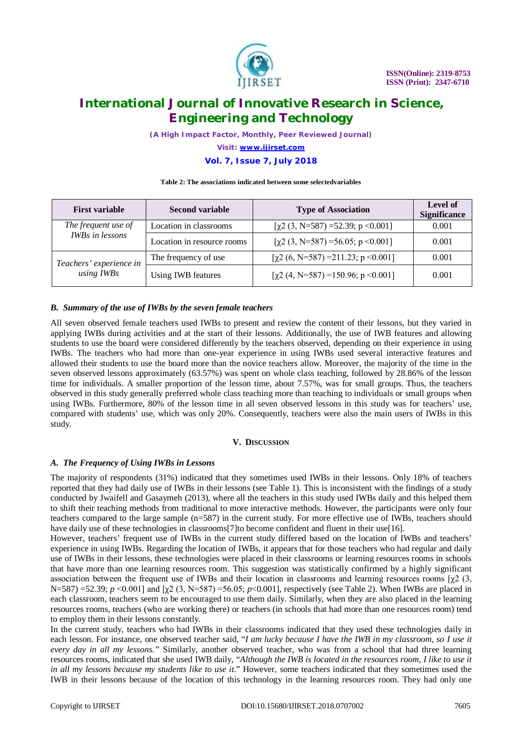**Table 2: The associations indicated between some selectedvariables**

| First variable | Second variable | Type of Association | Level of Significance |
|---|---|---|---|
| *The frequent use of IWBs in lessons* | Location in classrooms | [$\chi^2$ (3, N=587) =52.39; p <0.001] | 0.001 |
| | Location in resource rooms | [$\chi^2$ (3, N=587) =56.05; p <0.001] | 0.001 |
| *Teachers' experience in using IWBs* | The frequency of use | [$\chi^2$ (6, N=587) =211.23; p <0.001] | 0.001 |
| | Using IWB features | [$\chi^2$ (4, N=587) =150.96; p <0.001] | 0.001 |

### *B. Summary of the use of IWBs by the seven female teachers*

All seven observed female teachers used IWBs to present and review the content of their lessons, but they varied in applying IWBs during activities and at the start of their lessons. Additionally, the use of IWB features and allowing students to use the board were considered differently by the teachers observed, depending on their experience in using IWBs. The teachers who had more than one-year experience in using IWBs used several interactive features and allowed their students to use the board more than the novice teachers allow. Moreover, the majority of the time in the seven observed lessons approximately (63.57%) was spent on whole class teaching, followed by 28.86% of the lesson time for individuals. A smaller proportion of the lesson time, about 7.57%, was for small groups. Thus, the teachers observed in this study generally preferred whole class teaching more than teaching to individuals or small groups when using IWBs. Furthermore, 80% of the lesson time in all seven observed lessons in this study was for teachers' use, compared with students' use, which was only 20%. Consequently, teachers were also the main users of IWBs in this study.

## V. Discussion

### *A. The Frequency of Using IWBs in Lessons*

The majority of respondents (31%) indicated that they sometimes used IWBs in their lessons. Only 18% of teachers reported that they had daily use of IWBs in their lessons (see Table 1). This is inconsistent with the findings of a study conducted by Jwaifell and Gasaymeh (2013), where all the teachers in this study used IWBs daily and this helped them to shift their teaching methods from traditional to more interactive methods. However, the participants were only four teachers compared to the large sample (n=587) in the current study. For more effective use of IWBs, teachers should have daily use of these technologies in classrooms[7]to become confident and fluent in their use[16].

However, teachers' frequent use of IWBs in the current study differed based on the location of IWBs and teachers' experience in using IWBs. Regarding the location of IWBs, it appears that for those teachers who had regular and daily use of IWBs in their lessons, these technologies were placed in their classrooms or learning resources rooms in schools that have more than one learning resources room. This suggestion was statistically confirmed by a highly significant association between the frequent use of IWBs and their location in classrooms and learning resources rooms [$\chi^2$ (3, N=587) =52.39; $p$ <0.001] and [$\chi^2$ (3, N=587) =56.05; $p$<0.001], respectively (see Table 2). When IWBs are placed in each classroom, teachers seem to be encouraged to use them daily. Similarly, when they are also placed in the learning resources rooms, teachers (who are working there) or teachers (in schools that had more than one resources room) tend to employ them in their lessons constantly.

In the current study, teachers who had IWBs in their classrooms indicated that they used these technologies daily in each lesson. For instance, one observed teacher said, "*I am lucky because I have the IWB in my classroom, so I use it every day in all my lessons.*" Similarly, another observed teacher, who was from a school that had three learning resources rooms, indicated that she used IWB daily, "*Although the IWB is located in the resources room, I like to use it in all my lessons because my students like to use it*." However, some teachers indicated that they sometimes used the IWB in their lessons because of the location of this technology in the learning resources room. They had only one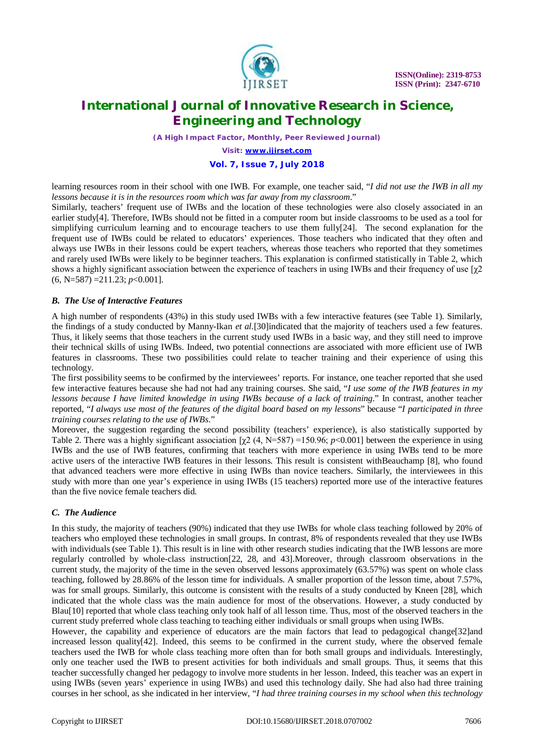learning resources room in their school with one IWB. For example, one teacher said, "*I did not use the IWB in all my lessons because it is in the resources room which was far away from my classroom*."

Similarly, teachers' frequent use of IWBs and the location of these technologies were also closely associated in an earlier study[4]. Therefore, IWBs should not be fitted in a computer room but inside classrooms to be used as a tool for simplifying curriculum learning and to encourage teachers to use them fully[24]. The second explanation for the frequent use of IWBs could be related to educators' experiences. Those teachers who indicated that they often and always use IWBs in their lessons could be expert teachers, whereas those teachers who reported that they sometimes and rarely used IWBs were likely to be beginner teachers. This explanation is confirmed statistically in Table 2, which shows a highly significant association between the experience of teachers in using IWBs and their frequency of use [$\chi 2$ (6, N=587) =211.23; $p<0.001$].

### B. *The Use of Interactive Features*

A high number of respondents (43%) in this study used IWBs with a few interactive features (see Table 1). Similarly, the findings of a study conducted by Manny-Ikan *et al.*[30]indicated that the majority of teachers used a few features. Thus, it likely seems that those teachers in the current study used IWBs in a basic way, and they still need to improve their technical skills of using IWBs. Indeed, two potential connections are associated with more efficient use of IWB features in classrooms. These two possibilities could relate to teacher training and their experience of using this technology.

The first possibility seems to be confirmed by the interviewees' reports. For instance, one teacher reported that she used few interactive features because she had not had any training courses. She said, "*I use some of the IWB features in my lessons because I have limited knowledge in using IWBs because of a lack of training*." In contrast, another teacher reported, "*I always use most of the features of the digital board based on my lessons*" because "*I participated in three training courses relating to the use of IWBs*."

Moreover, the suggestion regarding the second possibility (teachers' experience), is also statistically supported by Table 2. There was a highly significant association [$\chi 2$ (4, N=587) =150.96; $p<0.001$] between the experience in using IWBs and the use of IWB features, confirming that teachers with more experience in using IWBs tend to be more active users of the interactive IWB features in their lessons. This result is consistent withBeauchamp [8], who found that advanced teachers were more effective in using IWBs than novice teachers. Similarly, the interviewees in this study with more than one year's experience in using IWBs (15 teachers) reported more use of the interactive features than the five novice female teachers did.

### C. *The Audience*

In this study, the majority of teachers (90%) indicated that they use IWBs for whole class teaching followed by 20% of teachers who employed these technologies in small groups. In contrast, 8% of respondents revealed that they use IWBs with individuals (see Table 1). This result is in line with other research studies indicating that the IWB lessons are more regularly controlled by whole-class instruction[22, 28, and 43].Moreover, through classroom observations in the current study, the majority of the time in the seven observed lessons approximately (63.57%) was spent on whole class teaching, followed by 28.86% of the lesson time for individuals. A smaller proportion of the lesson time, about 7.57%, was for small groups. Similarly, this outcome is consistent with the results of a study conducted by Kneen [28], which indicated that the whole class was the main audience for most of the observations. However, a study conducted by Blau[10] reported that whole class teaching only took half of all lesson time. Thus, most of the observed teachers in the current study preferred whole class teaching to teaching either individuals or small groups when using IWBs.

However, the capability and experience of educators are the main factors that lead to pedagogical change[32]and increased lesson quality[42]. Indeed, this seems to be confirmed in the current study, where the observed female teachers used the IWB for whole class teaching more often than for both small groups and individuals. Interestingly, only one teacher used the IWB to present activities for both individuals and small groups. Thus, it seems that this teacher successfully changed her pedagogy to involve more students in her lesson. Indeed, this teacher was an expert in using IWBs (seven years' experience in using IWBs) and used this technology daily. She had also had three training courses in her school, as she indicated in her interview, "*I had three training courses in my school when this technology*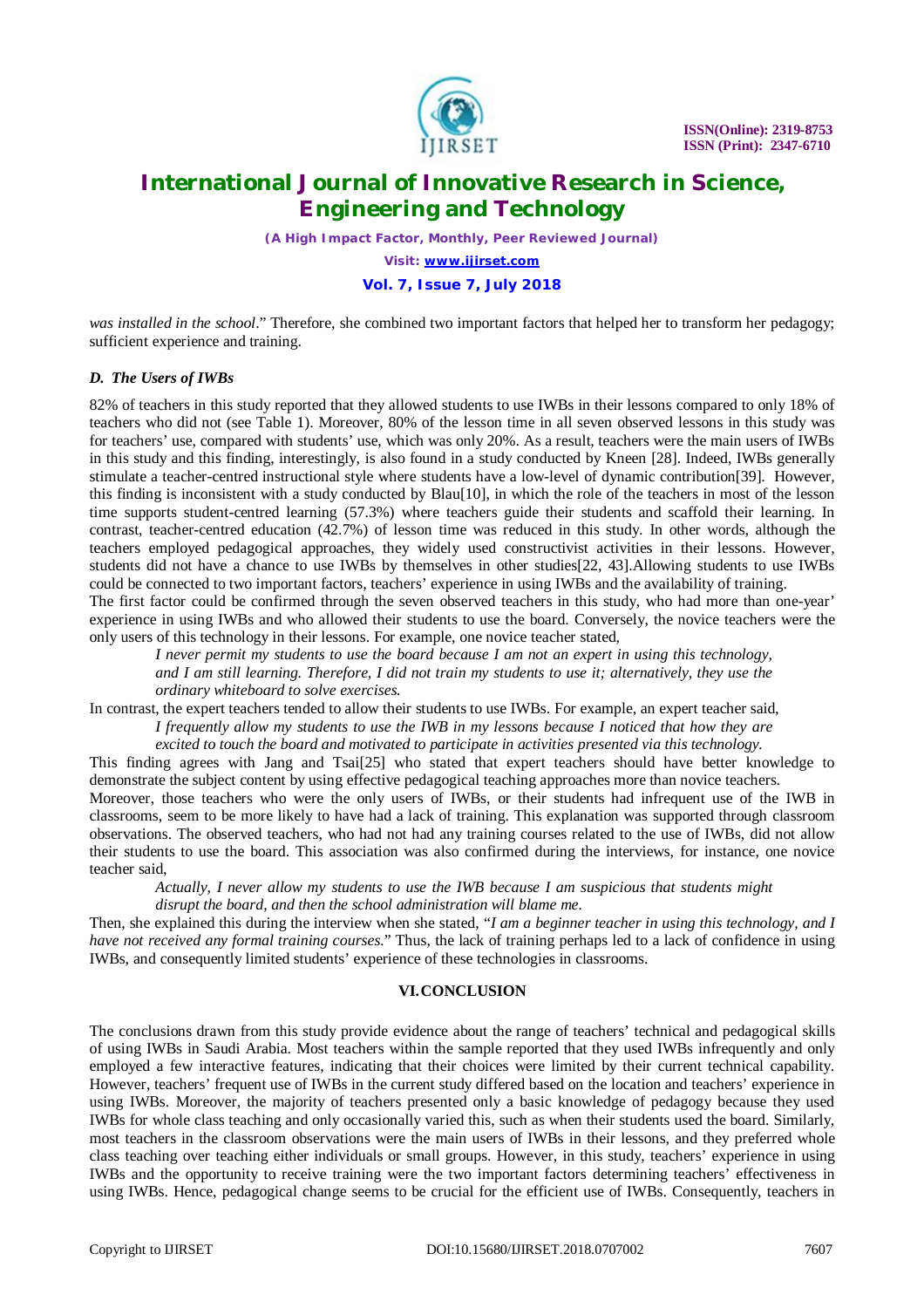*was installed in the school*." Therefore, she combined two important factors that helped her to transform her pedagogy; sufficient experience and training.

### *D. The Users of IWBs*

82% of teachers in this study reported that they allowed students to use IWBs in their lessons compared to only 18% of teachers who did not (see Table 1). Moreover, 80% of the lesson time in all seven observed lessons in this study was for teachers' use, compared with students' use, which was only 20%. As a result, teachers were the main users of IWBs in this study and this finding, interestingly, is also found in a study conducted by Kneen [28]. Indeed, IWBs generally stimulate a teacher-centred instructional style where students have a low-level of dynamic contribution[39]. However, this finding is inconsistent with a study conducted by Blau[10], in which the role of the teachers in most of the lesson time supports student-centred learning (57.3%) where teachers guide their students and scaffold their learning. In contrast, teacher-centred education (42.7%) of lesson time was reduced in this study. In other words, although the teachers employed pedagogical approaches, they widely used constructivist activities in their lessons. However, students did not have a chance to use IWBs by themselves in other studies[22, 43].Allowing students to use IWBs could be connected to two important factors, teachers' experience in using IWBs and the availability of training.

The first factor could be confirmed through the seven observed teachers in this study, who had more than one-year' experience in using IWBs and who allowed their students to use the board. Conversely, the novice teachers were the only users of this technology in their lessons. For example, one novice teacher stated,

> *I never permit my students to use the board because I am not an expert in using this technology, and I am still learning. Therefore, I did not train my students to use it; alternatively, they use the ordinary whiteboard to solve exercises.*

In contrast, the expert teachers tended to allow their students to use IWBs. For example, an expert teacher said,

> *I frequently allow my students to use the IWB in my lessons because I noticed that how they are excited to touch the board and motivated to participate in activities presented via this technology.*

This finding agrees with Jang and Tsai[25] who stated that expert teachers should have better knowledge to demonstrate the subject content by using effective pedagogical teaching approaches more than novice teachers.

Moreover, those teachers who were the only users of IWBs, or their students had infrequent use of the IWB in classrooms, seem to be more likely to have had a lack of training. This explanation was supported through classroom observations. The observed teachers, who had not had any training courses related to the use of IWBs, did not allow their students to use the board. This association was also confirmed during the interviews, for instance, one novice teacher said,

> *Actually, I never allow my students to use the IWB because I am suspicious that students might disrupt the board, and then the school administration will blame me.*

Then, she explained this during the interview when she stated, "*I am a beginner teacher in using this technology, and I have not received any formal training courses.*" Thus, the lack of training perhaps led to a lack of confidence in using IWBs, and consequently limited students' experience of these technologies in classrooms.

## VI. CONCLUSION

The conclusions drawn from this study provide evidence about the range of teachers' technical and pedagogical skills of using IWBs in Saudi Arabia. Most teachers within the sample reported that they used IWBs infrequently and only employed a few interactive features, indicating that their choices were limited by their current technical capability. However, teachers' frequent use of IWBs in the current study differed based on the location and teachers' experience in using IWBs. Moreover, the majority of teachers presented only a basic knowledge of pedagogy because they used IWBs for whole class teaching and only occasionally varied this, such as when their students used the board. Similarly, most teachers in the classroom observations were the main users of IWBs in their lessons, and they preferred whole class teaching over teaching either individuals or small groups. However, in this study, teachers' experience in using IWBs and the opportunity to receive training were the two important factors determining teachers' effectiveness in using IWBs. Hence, pedagogical change seems to be crucial for the efficient use of IWBs. Consequently, teachers in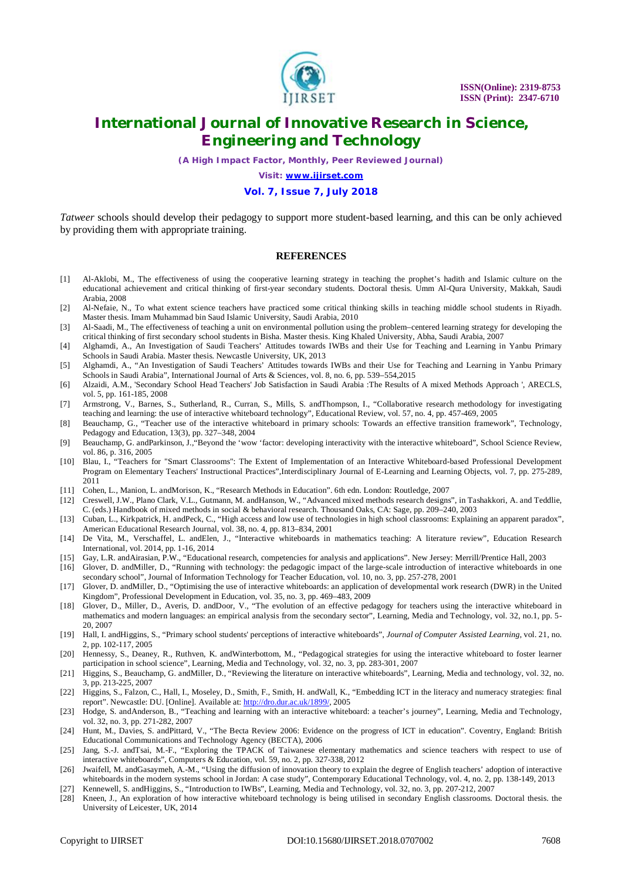*Tatweer* schools should develop their pedagogy to support more student-based learning, and this can be only achieved by providing them with appropriate training.

## REFERENCES

[1] Al-Aklobi, M., The effectiveness of using the cooperative learning strategy in teaching the prophet's hadith and Islamic culture on the educational achievement and critical thinking of first-year secondary students. Doctoral thesis. Umm Al-Qura University, Makkah, Saudi Arabia, 2008

[2] Al-Nefaie, N., To what extent science teachers have practiced some critical thinking skills in teaching middle school students in Riyadh. Master thesis. Imam Muhammad bin Saud Islamic University, Saudi Arabia, 2010

[3] Al-Saadi, M., The effectiveness of teaching a unit on environmental pollution using the problem–centered learning strategy for developing the critical thinking of first secondary school students in Bisha. Master thesis. King Khaled University, Abha, Saudi Arabia, 2007

[4] Alghamdi, A., An Investigation of Saudi Teachers' Attitudes towards IWBs and their Use for Teaching and Learning in Yanbu Primary Schools in Saudi Arabia. Master thesis. Newcastle University, UK, 2013

[5] Alghamdi, A., "An Investigation of Saudi Teachers' Attitudes towards IWBs and their Use for Teaching and Learning in Yanbu Primary Schools in Saudi Arabia", International Journal of Arts & Sciences, vol. 8, no. 6, pp. 539–554,2015

[6] Alzaidi, A.M., 'Secondary School Head Teachers' Job Satisfaction in Saudi Arabia :The Results of A mixed Methods Approach ', ARECLS, vol. 5, pp. 161-185, 2008

[7] Armstrong, V., Barnes, S., Sutherland, R., Curran, S., Mills, S. andThompson, I., "Collaborative research methodology for investigating teaching and learning: the use of interactive whiteboard technology", Educational Review, vol. 57, no. 4, pp. 457-469, 2005

[8] Beauchamp, G., "Teacher use of the interactive whiteboard in primary schools: Towards an effective transition framework", Technology, Pedagogy and Education, 13(3), pp. 327–348, 2004

[9] Beauchamp, G. andParkinson, J.,"Beyond the 'wow 'factor: developing interactivity with the interactive whiteboard", School Science Review, vol. 86, p. 316, 2005

[10] Blau, I., "Teachers for "Smart Classrooms": The Extent of Implementation of an Interactive Whiteboard-based Professional Development Program on Elementary Teachers' Instructional Practices",Interdisciplinary Journal of E-Learning and Learning Objects, vol. 7, pp. 275-289, 2011

[11] Cohen, L., Manion, L. andMorison, K., "Research Methods in Education". 6th edn. London: Routledge, 2007

[12] Creswell, J.W., Plano Clark, V.L., Gutmann, M. andHanson, W., "Advanced mixed methods research designs", in Tashakkori, A. and Teddlie, C. (eds.) Handbook of mixed methods in social & behavioral research. Thousand Oaks, CA: Sage, pp. 209–240, 2003

[13] Cuban, L., Kirkpatrick, H. andPeck, C., "High access and low use of technologies in high school classrooms: Explaining an apparent paradox", American Educational Research Journal, vol. 38, no. 4, pp. 813–834, 2001

[14] De Vita, M., Verschaffel, L. andElen, J., "Interactive whiteboards in mathematics teaching: A literature review", Education Research International, vol. 2014, pp. 1-16, 2014

[15] Gay, L.R. andAirasian, P.W., "Educational research, competencies for analysis and applications". New Jersey: Merrill/Prentice Hall, 2003

[16] Glover, D. andMiller, D., "Running with technology: the pedagogic impact of the large-scale introduction of interactive whiteboards in one secondary school", Journal of Information Technology for Teacher Education, vol. 10, no. 3, pp. 257-278, 2001

[17] Glover, D. andMiller, D., "Optimising the use of interactive whiteboards: an application of developmental work research (DWR) in the United Kingdom", Professional Development in Education, vol. 35, no. 3, pp. 469–483, 2009

[18] Glover, D., Miller, D., Averis, D. andDoor, V., "The evolution of an effective pedagogy for teachers using the interactive whiteboard in mathematics and modern languages: an empirical analysis from the secondary sector", Learning, Media and Technology, vol. 32, no.1, pp. 5-20, 2007

[19] Hall, I. andHiggins, S., "Primary school students' perceptions of interactive whiteboards", *Journal of Computer Assisted Learning*, vol. 21, no. 2, pp. 102-117, 2005

[20] Hennessy, S., Deaney, R., Ruthven, K. andWinterbottom, M., "Pedagogical strategies for using the interactive whiteboard to foster learner participation in school science", Learning, Media and Technology, vol. 32, no. 3, pp. 283-301, 2007

[21] Higgins, S., Beauchamp, G. andMiller, D., "Reviewing the literature on interactive whiteboards", Learning, Media and technology, vol. 32, no. 3, pp. 213-225, 2007

[22] Higgins, S., Falzon, C., Hall, I., Moseley, D., Smith, F., Smith, H. andWall, K., "Embedding ICT in the literacy and numeracy strategies: final report". Newcastle: DU. [Online]. Available at: http://dro.dur.ac.uk/1899/, 2005

[23] Hodge, S. andAnderson, B., "Teaching and learning with an interactive whiteboard: a teacher's journey", Learning, Media and Technology, vol. 32, no. 3, pp. 271-282, 2007

[24] Hunt, M., Davies, S. andPittard, V., "The Becta Review 2006: Evidence on the progress of ICT in education". Coventry, England: British Educational Communications and Technology Agency (BECTA), 2006

[25] Jang, S.-J. andTsai, M.-F., "Exploring the TPACK of Taiwanese elementary mathematics and science teachers with respect to use of interactive whiteboards", Computers & Education, vol. 59, no. 2, pp. 327-338, 2012

[26] Jwaifell, M. andGasaymeh, A.-M., "Using the diffusion of innovation theory to explain the degree of English teachers' adoption of interactive whiteboards in the modern systems school in Jordan: A case study", Contemporary Educational Technology, vol. 4, no. 2, pp. 138-149, 2013

[27] Kennewell, S. andHiggins, S., "Introduction to IWBs", Learning, Media and Technology, vol. 32, no. 3, pp. 207-212, 2007

[28] Kneen, J., An exploration of how interactive whiteboard technology is being utilised in secondary English classrooms. Doctoral thesis. the University of Leicester, UK, 2014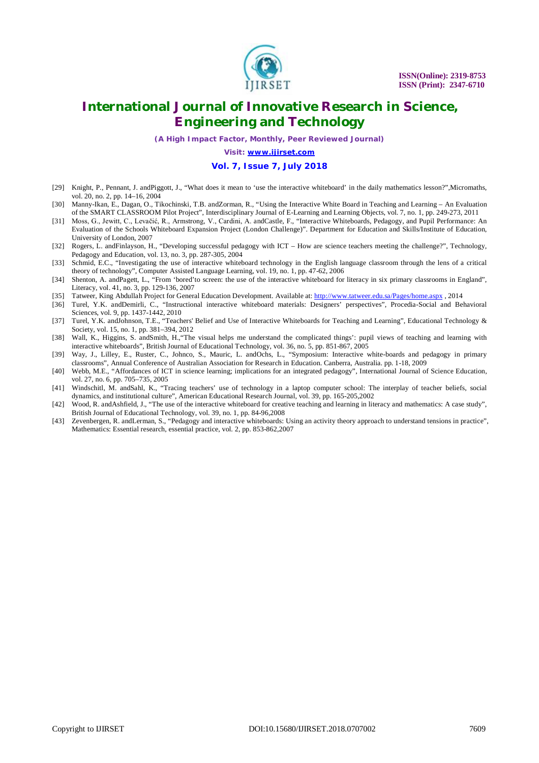[29] Knight, P., Pennant, J. andPiggott, J., "What does it mean to 'use the interactive whiteboard' in the daily mathematics lesson?",Micromaths, vol. 20, no. 2, pp. 14–16, 2004

[30] Manny-Ikan, E., Dagan, O., Tikochinski, T.B. andZorman, R., "Using the Interactive White Board in Teaching and Learning – An Evaluation of the SMART CLASSROOM Pilot Project", Interdisciplinary Journal of E-Learning and Learning Objects, vol. 7, no. 1, pp. 249-273, 2011

[31] Moss, G., Jewitt, C., Levačić, R., Armstrong, V., Cardini, A. andCastle, F., "Interactive Whiteboards, Pedagogy, and Pupil Performance: An Evaluation of the Schools Whiteboard Expansion Project (London Challenge)". Department for Education and Skills/Institute of Education, University of London, 2007

[32] Rogers, L. andFinlayson, H., "Developing successful pedagogy with ICT – How are science teachers meeting the challenge?", Technology, Pedagogy and Education, vol. 13, no. 3, pp. 287-305, 2004

[33] Schmid, E.C., "Investigating the use of interactive whiteboard technology in the English language classroom through the lens of a critical theory of technology", Computer Assisted Language Learning, vol. 19, no. 1, pp. 47-62, 2006

[34] Shenton, A. andPagett, L., "From 'bored'to screen: the use of the interactive whiteboard for literacy in six primary classrooms in England", Literacy, vol. 41, no. 3, pp. 129-136, 2007

[35] Tatweer, King Abdullah Project for General Education Development. Available at: http://www.tatweer.edu.sa/Pages/home.aspx , 2014

[36] Turel, Y.K. andDemirli, C., "Instructional interactive whiteboard materials: Designers' perspectives", Procedia-Social and Behavioral Sciences, vol. 9, pp. 1437-1442, 2010

[37] Turel, Y.K. andJohnson, T.E., "Teachers' Belief and Use of Interactive Whiteboards for Teaching and Learning", Educational Technology & Society, vol. 15, no. 1, pp. 381–394, 2012

[38] Wall, K., Higgins, S. andSmith, H.,"The visual helps me understand the complicated things': pupil views of teaching and learning with interactive whiteboards", British Journal of Educational Technology, vol. 36, no. 5, pp. 851-867, 2005

[39] Way, J., Lilley, E., Ruster, C., Johnco, S., Mauric, L. andOchs, L., "Symposium: Interactive white-boards and pedagogy in primary classrooms", Annual Conference of Australian Association for Research in Education. Canberra, Australia. pp. 1-18, 2009

[40] Webb, M.E., "Affordances of ICT in science learning; implications for an integrated pedagogy", International Journal of Science Education, vol. 27, no. 6, pp. 705–735, 2005

[41] Windschitl, M. andSahl, K., "Tracing teachers' use of technology in a laptop computer school: The interplay of teacher beliefs, social dynamics, and institutional culture", American Educational Research Journal, vol. 39, pp. 165-205,2002

[42] Wood, R. andAshfield, J., "The use of the interactive whiteboard for creative teaching and learning in literacy and mathematics: A case study", British Journal of Educational Technology, vol. 39, no. 1, pp. 84-96,2008

[43] Zevenbergen, R. andLerman, S., "Pedagogy and interactive whiteboards: Using an activity theory approach to understand tensions in practice", Mathematics: Essential research, essential practice, vol. 2, pp. 853-862,2007